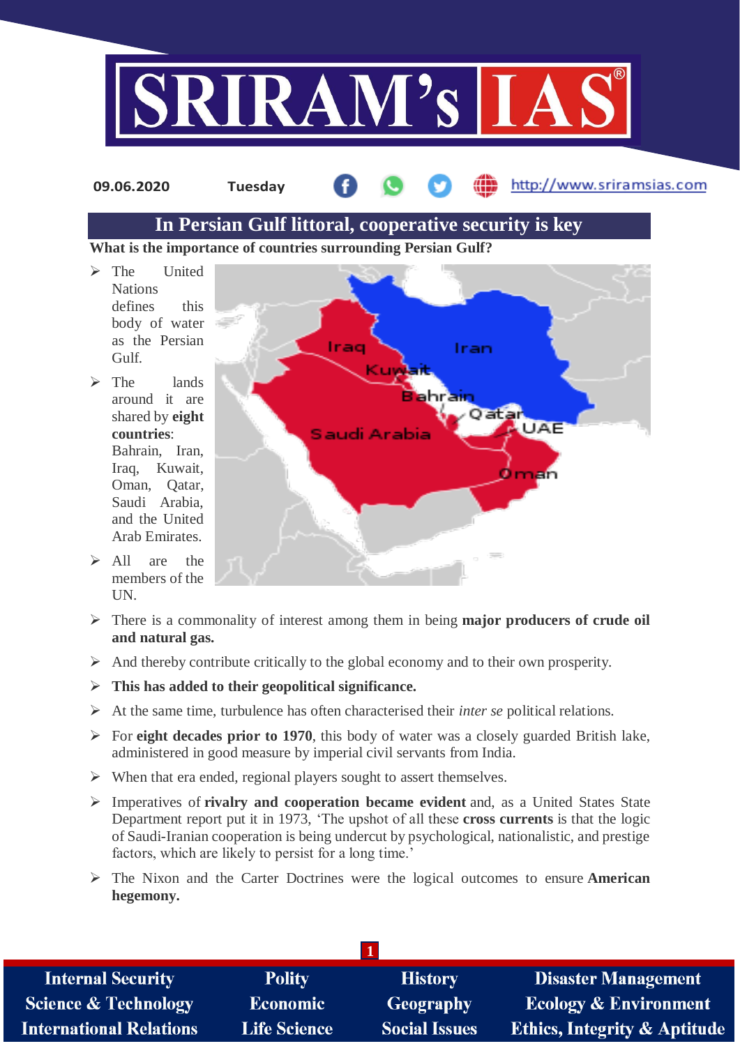09.06.2020 Tuesday http://www.sriramsias.com

# In Persian Gulf littoral, cooperative security is key

**What is the importance of countries surrounding Persian Gulf?**

- The United Nations defines this body of water as the Persian Gulf.
- The lands around it are shared by **eight countries**: Bahrain, Iran, Iraq, Kuwait, Oman, Qatar, Saudi Arabia, and the United Arab Emirates.
- All are the members of the UN.
- There is a commonality of interest among them in being **major producers of crude oil and natural gas.**
- And thereby contribute critically to the global economy and to their own prosperity.
- **This has added to their geopolitical significance.**
- At the same time, turbulence has often characterised their *inter se* political relations.
- For **eight decades prior to 1970**, this body of water was a closely guarded British lake, administered in good measure by imperial civil servants from India.
- When that era ended, regional players sought to assert themselves.
- Imperatives of **rivalry and cooperation became evident** and, as a United States State Department report put it in 1973, 'The upshot of all these **cross currents** is that the logic of Saudi-Iranian cooperation is being undercut by psychological, nationalistic, and prestige factors, which are likely to persist for a long time.'
- The Nixon and the Carter Doctrines were the logical outcomes to ensure **American hegemony.**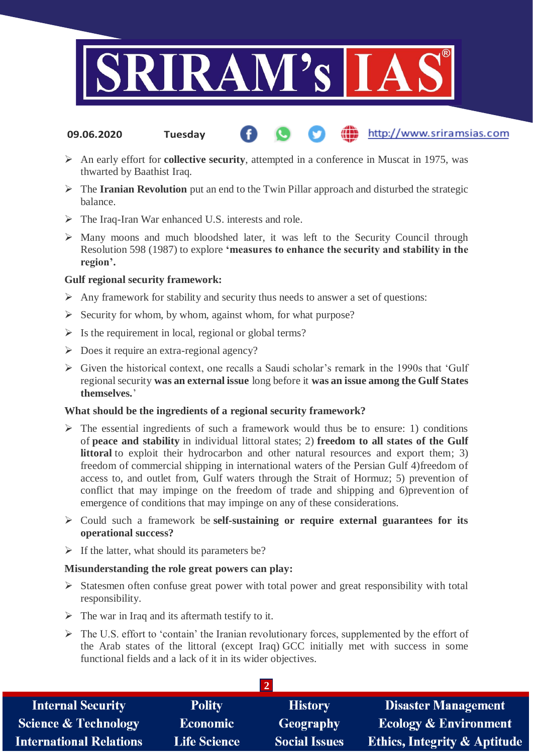- An early effort for **collective security**, attempted in a conference in Muscat in 1975, was thwarted by Baathist Iraq.
- The **Iranian Revolution** put an end to the Twin Pillar approach and disturbed the strategic balance.
- The Iraq-Iran War enhanced U.S. interests and role.
- Many moons and much bloodshed later, it was left to the Security Council through Resolution 598 (1987) to explore **'measures to enhance the security and stability in the region'.**

**Gulf regional security framework:**

- Any framework for stability and security thus needs to answer a set of questions:
- Security for whom, by whom, against whom, for what purpose?
- Is the requirement in local, regional or global terms?
- Does it require an extra-regional agency?
- Given the historical context, one recalls a Saudi scholar's remark in the 1990s that 'Gulf regional security **was an external issue** long before it **was an issue among the Gulf States themselves.**'

**What should be the ingredients of a regional security framework?**

- The essential ingredients of such a framework would thus be to ensure: 1) conditions of **peace and stability** in individual littoral states; 2) **freedom to all states of the Gulf littoral** to exploit their hydrocarbon and other natural resources and export them; 3) freedom of commercial shipping in international waters of the Persian Gulf 4)freedom of access to, and outlet from, Gulf waters through the Strait of Hormuz; 5) prevention of conflict that may impinge on the freedom of trade and shipping and 6)prevention of emergence of conditions that may impinge on any of these considerations.
- Could such a framework be **self-sustaining or require external guarantees for its operational success?**
- If the latter, what should its parameters be?

**Misunderstanding the role great powers can play:**

- Statesmen often confuse great power with total power and great responsibility with total responsibility.
- The war in Iraq and its aftermath testify to it.
- The U.S. effort to 'contain' the Iranian revolutionary forces, supplemented by the effort of the Arab states of the littoral (except Iraq) GCC initially met with success in some functional fields and a lack of it in its wider objectives.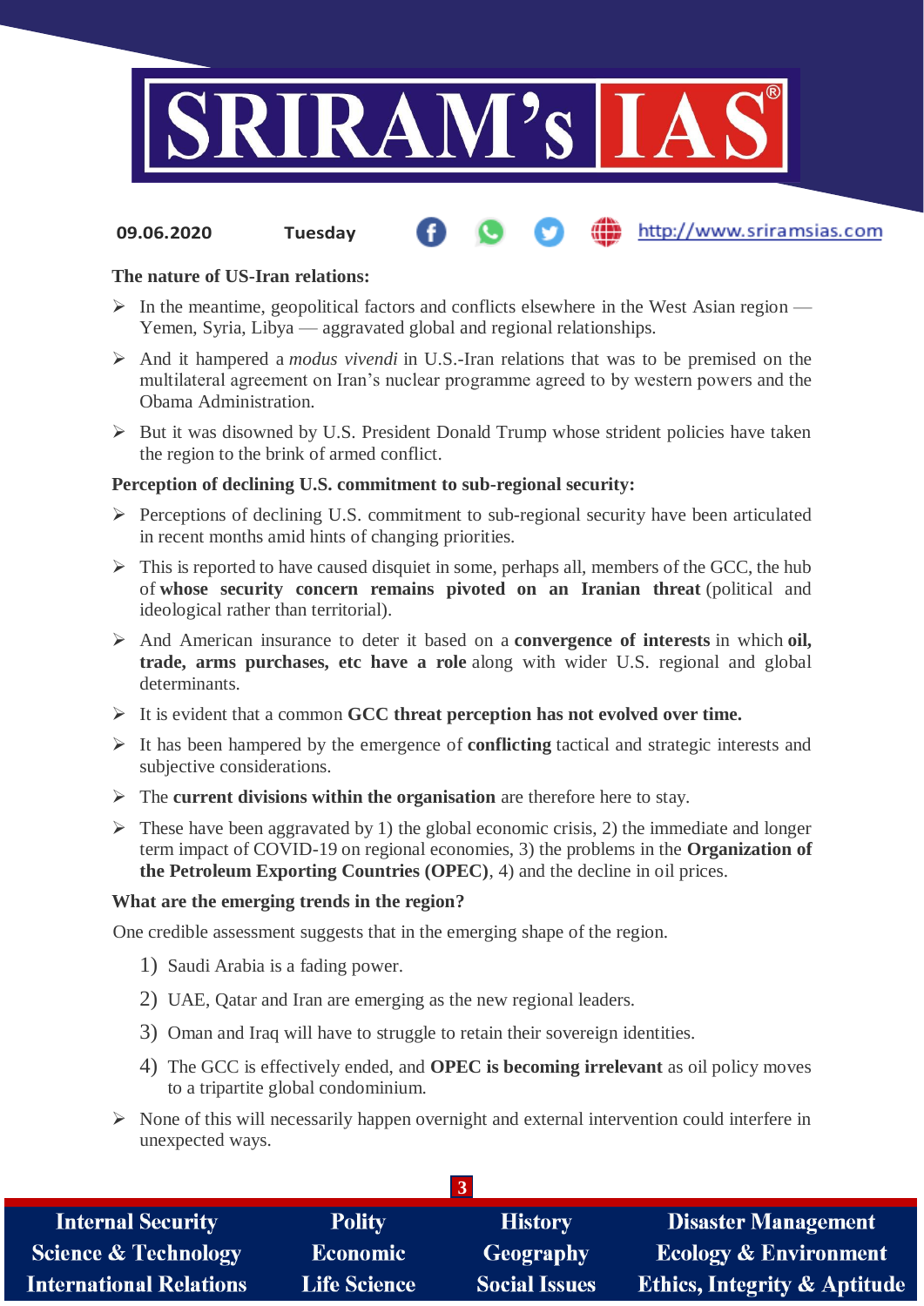**The nature of US-Iran relations:**

- In the meantime, geopolitical factors and conflicts elsewhere in the West Asian region — Yemen, Syria, Libya — aggravated global and regional relationships.
- And it hampered a *modus vivendi* in U.S.-Iran relations that was to be premised on the multilateral agreement on Iran's nuclear programme agreed to by western powers and the Obama Administration.
- But it was disowned by U.S. President Donald Trump whose strident policies have taken the region to the brink of armed conflict.

**Perception of declining U.S. commitment to sub-regional security:**

- Perceptions of declining U.S. commitment to sub-regional security have been articulated in recent months amid hints of changing priorities.
- This is reported to have caused disquiet in some, perhaps all, members of the GCC, the hub of **whose security concern remains pivoted on an Iranian threat** (political and ideological rather than territorial).
- And American insurance to deter it based on a **convergence of interests** in which **oil, trade, arms purchases, etc have a role** along with wider U.S. regional and global determinants.
- It is evident that a common **GCC threat perception has not evolved over time.**
- It has been hampered by the emergence of **conflicting** tactical and strategic interests and subjective considerations.
- The **current divisions within the organisation** are therefore here to stay.
- These have been aggravated by 1) the global economic crisis, 2) the immediate and longer term impact of COVID-19 on regional economies, 3) the problems in the **Organization of the Petroleum Exporting Countries (OPEC)**, 4) and the decline in oil prices.

**What are the emerging trends in the region?**

One credible assessment suggests that in the emerging shape of the region.

1) Saudi Arabia is a fading power.
2) UAE, Qatar and Iran are emerging as the new regional leaders.
3) Oman and Iraq will have to struggle to retain their sovereign identities.
4) The GCC is effectively ended, and **OPEC is becoming irrelevant** as oil policy moves to a tripartite global condominium.

- None of this will necessarily happen overnight and external intervention could interfere in unexpected ways.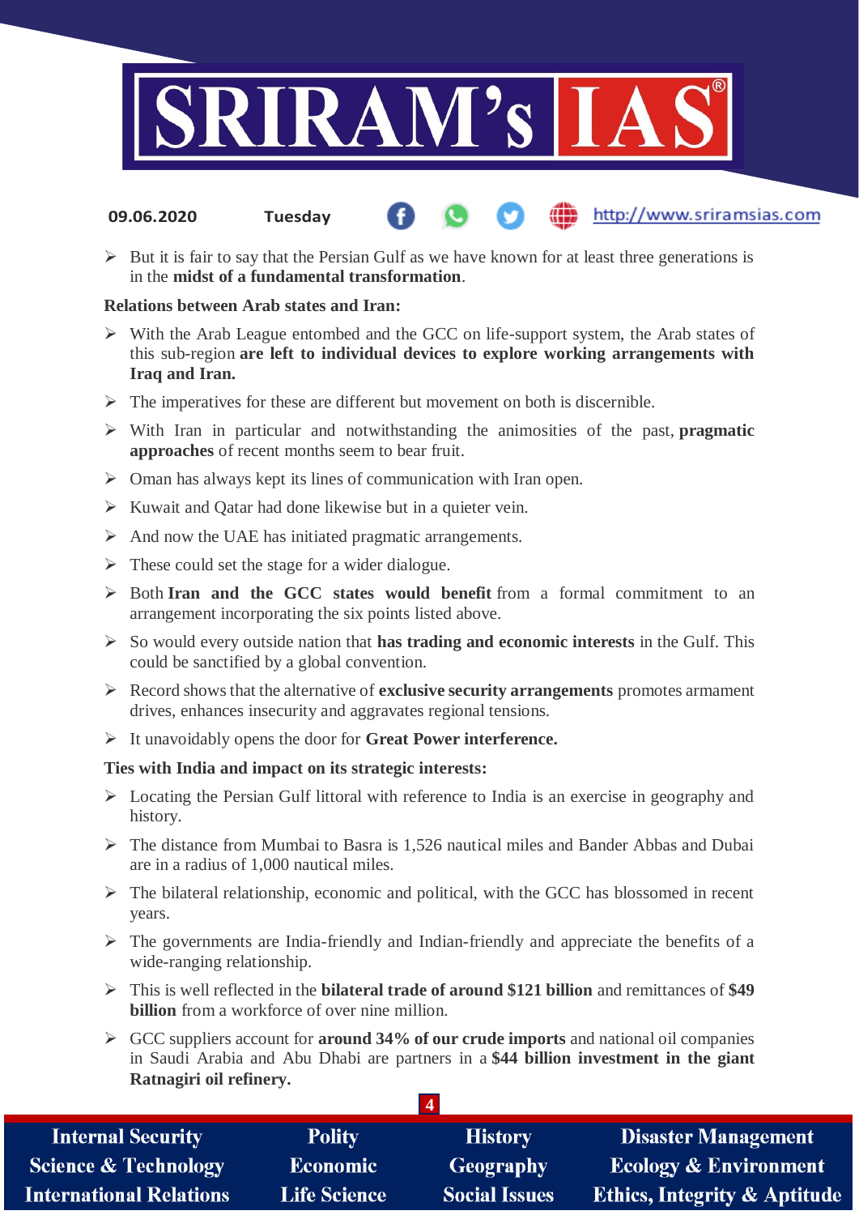- But it is fair to say that the Persian Gulf as we have known for at least three generations is in the **midst of a fundamental transformation**.

**Relations between Arab states and Iran:**

- With the Arab League entombed and the GCC on life-support system, the Arab states of this sub-region **are left to individual devices to explore working arrangements with Iraq and Iran.**
- The imperatives for these are different but movement on both is discernible.
- With Iran in particular and notwithstanding the animosities of the past, **pragmatic approaches** of recent months seem to bear fruit.
- Oman has always kept its lines of communication with Iran open.
- Kuwait and Qatar had done likewise but in a quieter vein.
- And now the UAE has initiated pragmatic arrangements.
- These could set the stage for a wider dialogue.
- Both **Iran and the GCC states would benefit** from a formal commitment to an arrangement incorporating the six points listed above.
- So would every outside nation that **has trading and economic interests** in the Gulf. This could be sanctified by a global convention.
- Record shows that the alternative of **exclusive security arrangements** promotes armament drives, enhances insecurity and aggravates regional tensions.
- It unavoidably opens the door for **Great Power interference.**

**Ties with India and impact on its strategic interests:**

- Locating the Persian Gulf littoral with reference to India is an exercise in geography and history.
- The distance from Mumbai to Basra is 1,526 nautical miles and Bander Abbas and Dubai are in a radius of 1,000 nautical miles.
- The bilateral relationship, economic and political, with the GCC has blossomed in recent years.
- The governments are India-friendly and Indian-friendly and appreciate the benefits of a wide-ranging relationship.
- This is well reflected in the **bilateral trade of around $121 billion** and remittances of **$49 billion** from a workforce of over nine million.
- GCC suppliers account for **around 34% of our crude imports** and national oil companies in Saudi Arabia and Abu Dhabi are partners in a **$44 billion investment in the giant Ratnagiri oil refinery.**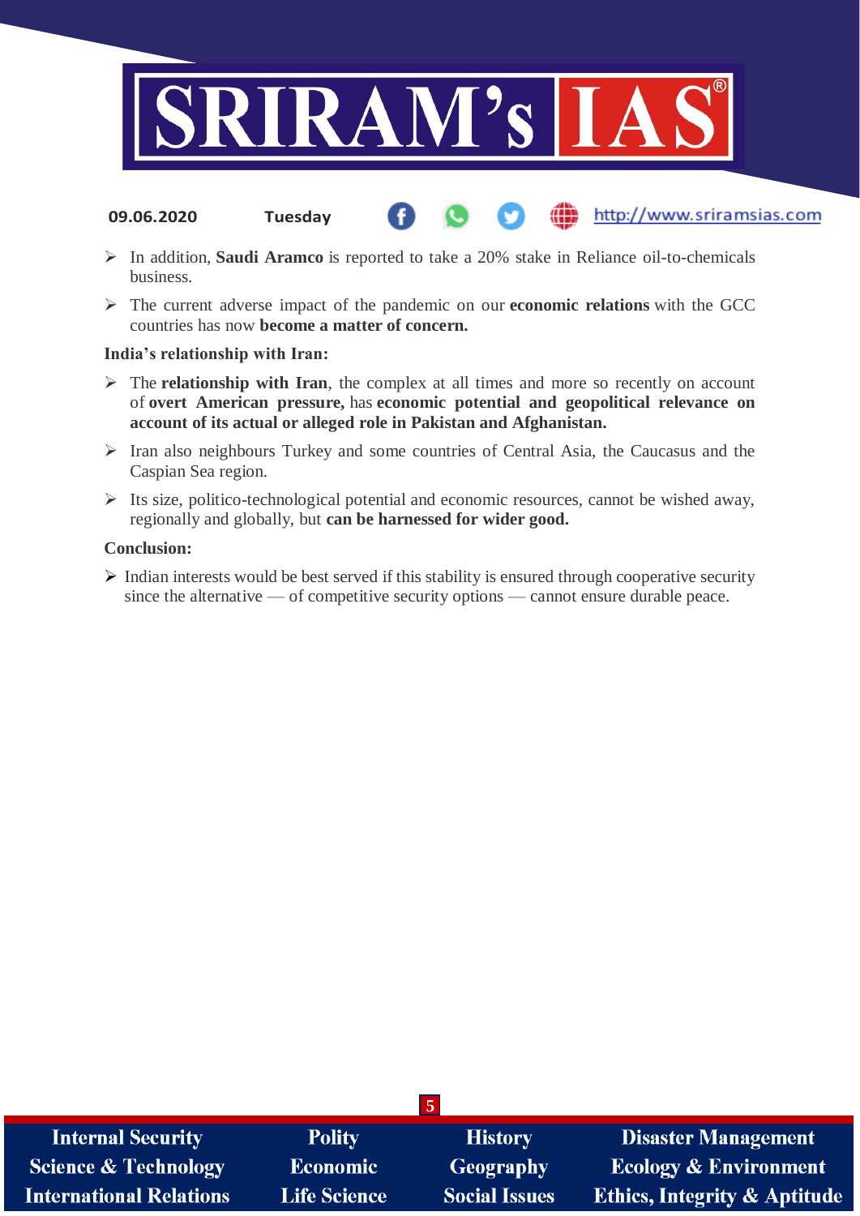- In addition, **Saudi Aramco** is reported to take a 20% stake in Reliance oil-to-chemicals business.
- The current adverse impact of the pandemic on our **economic relations** with the GCC countries has now **become a matter of concern.**

**India's relationship with Iran:**

- The **relationship with Iran**, the complex at all times and more so recently on account of **overt American pressure,** has **economic potential and geopolitical relevance on account of its actual or alleged role in Pakistan and Afghanistan.**
- Iran also neighbours Turkey and some countries of Central Asia, the Caucasus and the Caspian Sea region.
- Its size, politico-technological potential and economic resources, cannot be wished away, regionally and globally, but **can be harnessed for wider good.**

**Conclusion:**

- Indian interests would be best served if this stability is ensured through cooperative security since the alternative — of competitive security options — cannot ensure durable peace.